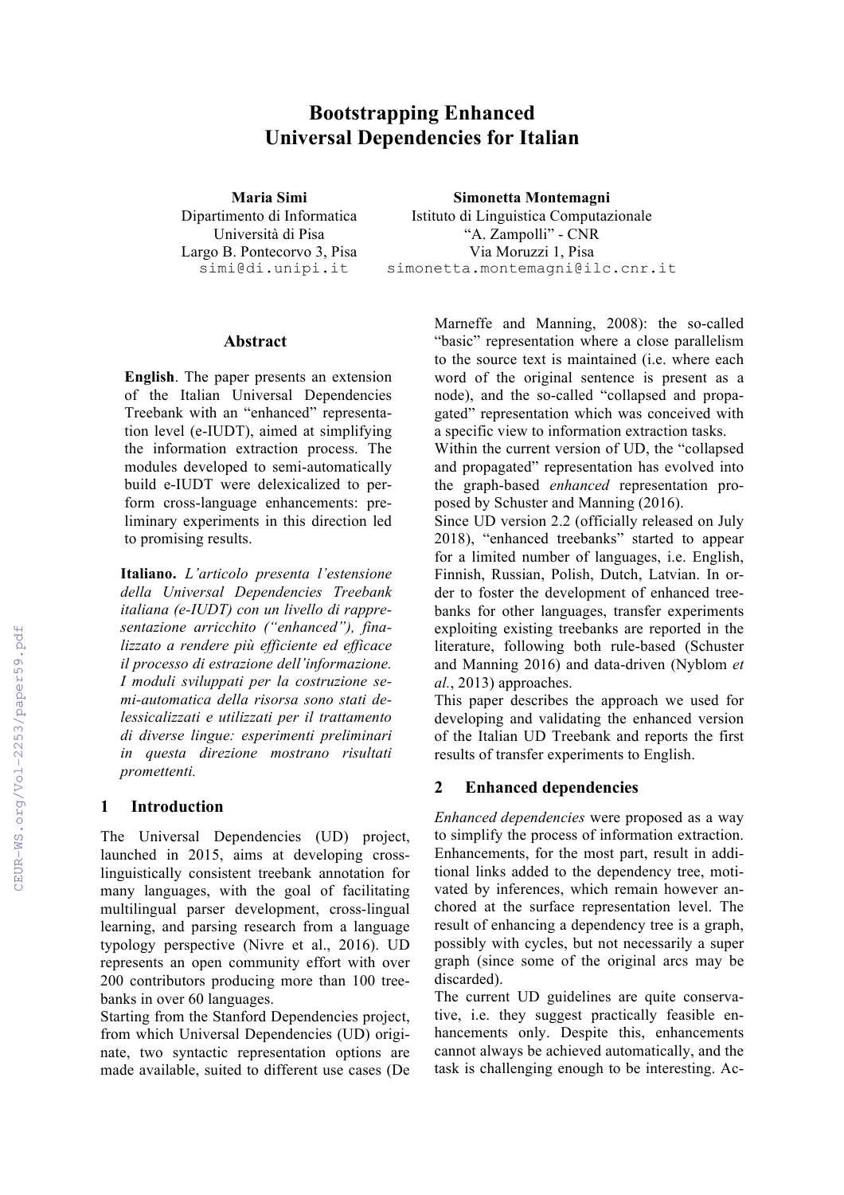# Bootstrapping Enhanced Universal Dependencies for Italian

**Maria Simi**
Dipartimento di Informatica
Università di Pisa
Largo B. Pontecorvo 3, Pisa
simi@di.unipi.it

**Simonetta Montemagni**
Istituto di Linguistica Computazionale
"A. Zampolli" - CNR
Via Moruzzi 1, Pisa
simonetta.montemagni@ilc.cnr.it

## Abstract

**English**. The paper presents an extension of the Italian Universal Dependencies Treebank with an "enhanced" representation level (e-IUDT), aimed at simplifying the information extraction process. The modules developed to semi-automatically build e-IUDT were delexicalized to perform cross-language enhancements: preliminary experiments in this direction led to promising results.

**Italiano.** *L'articolo presenta l'estensione della Universal Dependencies Treebank italiana (e-IUDT) con un livello di rappresentazione arricchito ("enhanced"), finalizzato a rendere più efficiente ed efficace il processo di estrazione dell'informazione. I moduli sviluppati per la costruzione semi-automatica della risorsa sono stati delessicalizzati e utilizzati per il trattamento di diverse lingue: esperimenti preliminari in questa direzione mostrano risultati promettenti.*

## 1 Introduction

The Universal Dependencies (UD) project, launched in 2015, aims at developing cross-linguistically consistent treebank annotation for many languages, with the goal of facilitating multilingual parser development, cross-lingual learning, and parsing research from a language typology perspective (Nivre et al., 2016). UD represents an open community effort with over 200 contributors producing more than 100 treebanks in over 60 languages.

Starting from the Stanford Dependencies project, from which Universal Dependencies (UD) originate, two syntactic representation options are made available, suited to different use cases (De Marneffe and Manning, 2008): the so-called "basic" representation where a close parallelism to the source text is maintained (i.e. where each word of the original sentence is present as a node), and the so-called "collapsed and propagated" representation which was conceived with a specific view to information extraction tasks.

Within the current version of UD, the "collapsed and propagated" representation has evolved into the graph-based *enhanced* representation proposed by Schuster and Manning (2016).

Since UD version 2.2 (officially released on July 2018), "enhanced treebanks" started to appear for a limited number of languages, i.e. English, Finnish, Russian, Polish, Dutch, Latvian. In order to foster the development of enhanced treebanks for other languages, transfer experiments exploiting existing treebanks are reported in the literature, following both rule-based (Schuster and Manning 2016) and data-driven (Nyblom *et al.*, 2013) approaches.

This paper describes the approach we used for developing and validating the enhanced version of the Italian UD Treebank and reports the first results of transfer experiments to English.

## 2 Enhanced dependencies

*Enhanced dependencies* were proposed as a way to simplify the process of information extraction. Enhancements, for the most part, result in additional links added to the dependency tree, motivated by inferences, which remain however anchored at the surface representation level. The result of enhancing a dependency tree is a graph, possibly with cycles, but not necessarily a super graph (since some of the original arcs may be discarded).

The current UD guidelines are quite conservative, i.e. they suggest practically feasible enhancements only. Despite this, enhancements cannot always be achieved automatically, and the task is challenging enough to be interesting. Ac-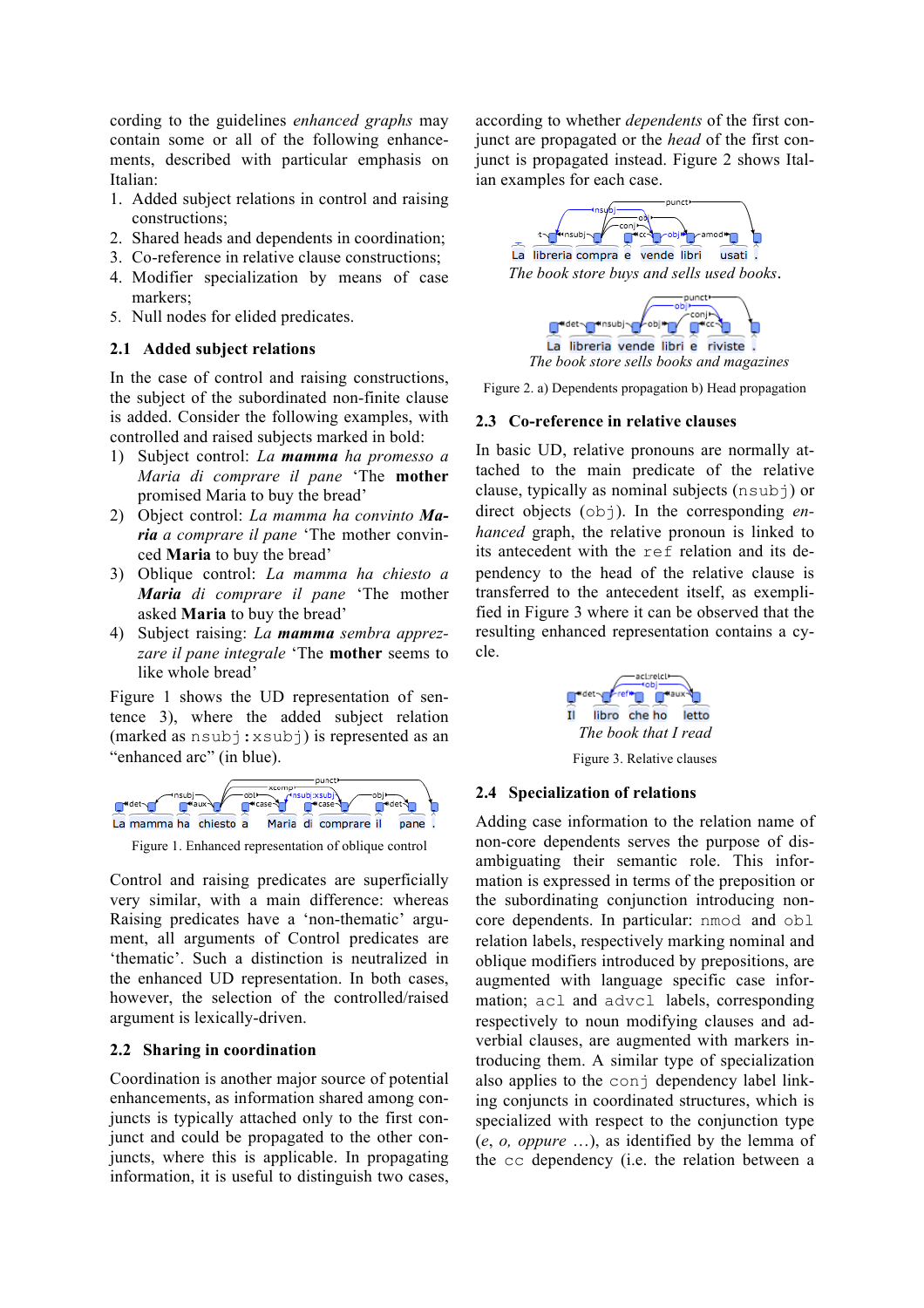cording to the guidelines *enhanced graphs* may contain some or all of the following enhancements, described with particular emphasis on Italian:

1. Added subject relations in control and raising constructions;
2. Shared heads and dependents in coordination;
3. Co-reference in relative clause constructions;
4. Modifier specialization by means of case markers;
5. Null nodes for elided predicates.

## 2.1 Added subject relations

In the case of control and raising constructions, the subject of the subordinated non-finite clause is added. Consider the following examples, with controlled and raised subjects marked in bold:

1) Subject control: *La **mamma** ha promesso a Maria di comprare il pane* 'The **mother** promised Maria to buy the bread'
2) Object control: *La mamma ha convinto **Maria** a comprare il pane* 'The mother convinced **Maria** to buy the bread'
3) Oblique control: *La mamma ha chiesto a **Maria** di comprare il pane* 'The mother asked **Maria** to buy the bread'
4) Subject raising: *La **mamma** sembra apprezzare il pane integrale* 'The **mother** seems to like whole bread'

Figure 1 shows the UD representation of sentence 3), where the added subject relation (marked as `nsubj:xsubj`) is represented as an "enhanced arc" (in blue).

Figure 1. Enhanced representation of oblique control

Control and raising predicates are superficially very similar, with a main difference: whereas Raising predicates have a 'non-thematic' argument, all arguments of Control predicates are 'thematic'. Such a distinction is neutralized in the enhanced UD representation. In both cases, however, the selection of the controlled/raised argument is lexically-driven.

## 2.2 Sharing in coordination

Coordination is another major source of potential enhancements, as information shared among conjuncts is typically attached only to the first conjunct and could be propagated to the other conjuncts, where this is applicable. In propagating information, it is useful to distinguish two cases, according to whether *dependents* of the first conjunct are propagated or the *head* of the first conjunct is propagated instead. Figure 2 shows Italian examples for each case.

*The book store buys and sells used books.*

*The book store sells books and magazines*

Figure 2. a) Dependents propagation b) Head propagation

## 2.3 Co-reference in relative clauses

In basic UD, relative pronouns are normally attached to the main predicate of the relative clause, typically as nominal subjects (`nsubj`) or direct objects (`obj`). In the corresponding *enhanced* graph, the relative pronoun is linked to its antecedent with the `ref` relation and its dependency to the head of the relative clause is transferred to the antecedent itself, as exemplified in Figure 3 where it can be observed that the resulting enhanced representation contains a cycle.

*The book that I read*

Figure 3. Relative clauses

## 2.4 Specialization of relations

Adding case information to the relation name of non-core dependents serves the purpose of disambiguating their semantic role. This information is expressed in terms of the preposition or the subordinating conjunction introducing non-core dependents. In particular: `nmod` and `obl` relation labels, respectively marking nominal and oblique modifiers introduced by prepositions, are augmented with language specific case information; `acl` and `advcl` labels, corresponding respectively to noun modifying clauses and adverbial clauses, are augmented with markers introducing them. A similar type of specialization also applies to the `conj` dependency label linking conjuncts in coordinated structures, which is specialized with respect to the conjunction type (*e, o, oppure* …), as identified by the lemma of the `cc` dependency (i.e. the relation between a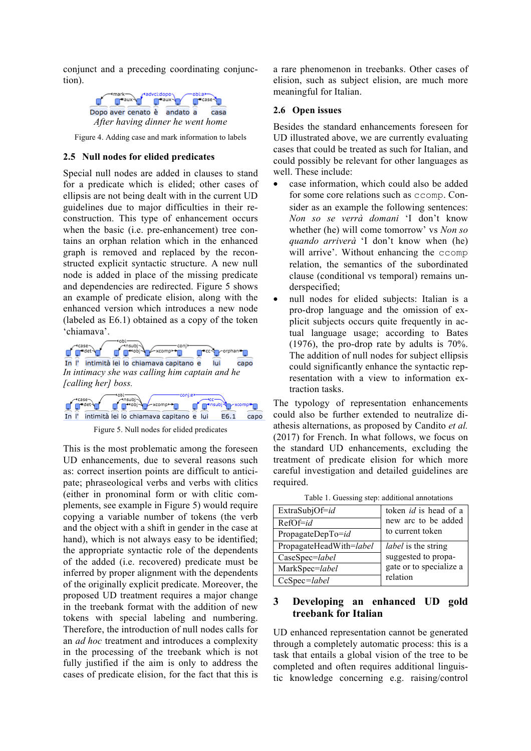conjunct and a preceding coordinating conjunction).

Dopo aver cenato è andato a casa
*After having dinner he went home*

Figure 4. Adding case and mark information to labels

## 2.5 Null nodes for elided predicates

Special null nodes are added in clauses to stand for a predicate which is elided; other cases of ellipsis are not being dealt with in the current UD guidelines due to major difficulties in their reconstruction. This type of enhancement occurs when the basic (i.e. pre-enhancement) tree contains an orphan relation which in the enhanced graph is removed and replaced by the reconstructed explicit syntactic structure. A new null node is added in place of the missing predicate and dependencies are redirected. Figure 5 shows an example of predicate elision, along with the enhanced version which introduces a new node (labeled as E6.1) obtained as a copy of the token 'chiamava'.

In l' intimità lei lo chiamava capitano e lui capo
*In intimacy she was calling him captain and he [calling her] boss.*

In l' intimità lei lo chiamava capitano e lui E6.1 capo

Figure 5. Null nodes for elided predicates

This is the most problematic among the foreseen UD enhancements, due to several reasons such as: correct insertion points are difficult to anticipate; phraseological verbs and verbs with clitics (either in pronominal form or with clitic complements, see example in Figure 5) would require copying a variable number of tokens (the verb and the object with a shift in gender in the case at hand), which is not always easy to be identified; the appropriate syntactic role of the dependents of the added (i.e. recovered) predicate must be inferred by proper alignment with the dependents of the originally explicit predicate. Moreover, the proposed UD treatment requires a major change in the treebank format with the addition of new tokens with special labeling and numbering. Therefore, the introduction of null nodes calls for an *ad hoc* treatment and introduces a complexity in the processing of the treebank which is not fully justified if the aim is only to address the cases of predicate elision, for the fact that this is a rare phenomenon in treebanks. Other cases of elision, such as subject elision, are much more meaningful for Italian.

## 2.6 Open issues

Besides the standard enhancements foreseen for UD illustrated above, we are currently evaluating cases that could be treated as such for Italian, and could possibly be relevant for other languages as well. These include:

- case information, which could also be added for some core relations such as ccomp. Consider as an example the following sentences: *Non so se verrà domani* 'I don't know whether (he) will come tomorrow' vs *Non so quando arriverà* 'I don't know when (he) will arrive'. Without enhancing the ccomp relation, the semantics of the subordinated clause (conditional vs temporal) remains underspecified;
- null nodes for elided subjects: Italian is a pro-drop language and the omission of explicit subjects occurs quite frequently in actual language usage; according to Bates (1976), the pro-drop rate by adults is 70%. The addition of null nodes for subject ellipsis could significantly enhance the syntactic representation with a view to information extraction tasks.

The typology of representation enhancements could also be further extended to neutralize diathesis alternations, as proposed by Candito *et al.* (2017) for French. In what follows, we focus on the standard UD enhancements, excluding the treatment of predicate elision for which more careful investigation and detailed guidelines are required.

Table 1. Guessing step: additional annotations

| | |
|---|---|
| ExtraSubjOf=*id* | token *id* is head of a new arc to be added to current token |
| RefOf=*id* | |
| PropagateDepTo=*id* | |
| PropagateHeadWith=*label* | *label* is the string suggested to propagate or to specialize a relation |
| CaseSpec=*label* | |
| MarkSpec=*label* | |
| CcSpec=*label* | |

# 3 Developing an enhanced UD gold treebank for Italian

UD enhanced representation cannot be generated through a completely automatic process: this is a task that entails a global vision of the tree to be completed and often requires additional linguistic knowledge concerning e.g. raising/control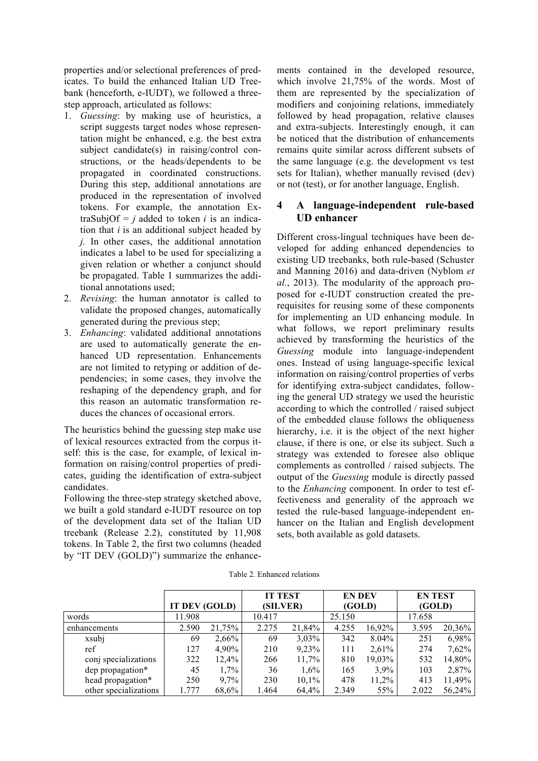properties and/or selectional preferences of predicates. To build the enhanced Italian UD Treebank (henceforth, e-IUDT), we followed a three-step approach, articulated as follows:

1. *Guessing*: by making use of heuristics, a script suggests target nodes whose representation might be enhanced, e.g. the best extra subject candidate(s) in raising/control constructions, or the heads/dependents to be propagated in coordinated constructions. During this step, additional annotations are produced in the representation of involved tokens. For example, the annotation ExtraSubjOf = *j* added to token *i* is an indication that *i* is an additional subject headed by *j.* In other cases, the additional annotation indicates a label to be used for specializing a given relation or whether a conjunct should be propagated. Table 1 summarizes the additional annotations used;
2. *Revising*: the human annotator is called to validate the proposed changes, automatically generated during the previous step;
3. *Enhancing*: validated additional annotations are used to automatically generate the enhanced UD representation. Enhancements are not limited to retyping or addition of dependencies; in some cases, they involve the reshaping of the dependency graph, and for this reason an automatic transformation reduces the chances of occasional errors.

The heuristics behind the guessing step make use of lexical resources extracted from the corpus itself: this is the case, for example, of lexical information on raising/control properties of predicates, guiding the identification of extra-subject candidates.

Following the three-step strategy sketched above, we built a gold standard e-IUDT resource on top of the development data set of the Italian UD treebank (Release 2.2), constituted by 11,908 tokens. In Table 2, the first two columns (headed by "IT DEV (GOLD)") summarize the enhancements contained in the developed resource, which involve 21,75% of the words. Most of them are represented by the specialization of modifiers and conjoining relations, immediately followed by head propagation, relative clauses and extra-subjects. Interestingly enough, it can be noticed that the distribution of enhancements remains quite similar across different subsets of the same language (e.g. the development vs test sets for Italian), whether manually revised (dev) or not (test), or for another language, English.

## 4 A language-independent rule-based UD enhancer

Different cross-lingual techniques have been developed for adding enhanced dependencies to existing UD treebanks, both rule-based (Schuster and Manning 2016) and data-driven (Nyblom *et al.*, 2013). The modularity of the approach proposed for e-IUDT construction created the prerequisites for reusing some of these components for implementing an UD enhancing module. In what follows, we report preliminary results achieved by transforming the heuristics of the *Guessing* module into language-independent ones. Instead of using language-specific lexical information on raising/control properties of verbs for identifying extra-subject candidates, following the general UD strategy we used the heuristic according to which the controlled / raised subject of the embedded clause follows the obliqueness hierarchy, i.e. it is the object of the next higher clause, if there is one, or else its subject. Such a strategy was extended to foresee also oblique complements as controlled / raised subjects. The output of the *Guessing* module is directly passed to the *Enhancing* component. In order to test effectiveness and generality of the approach we tested the rule-based language-independent enhancer on the Italian and English development sets, both available as gold datasets.

Table 2. Enhanced relations

| | IT DEV (GOLD) | | IT TEST (SILVER) | | EN DEV (GOLD) | | EN TEST (GOLD) | |
|---|---|---|---|---|---|---|---|---|
| words | 11.908 | | 10.417 | | 25.150 | | 17.658 | |
| enhancements | 2.590 | 21,75% | 2.275 | 21,84% | 4.255 | 16,92% | 3.595 | 20,36% |
| xsubj | 69 | 2,66% | 69 | 3,03% | 342 | 8.04% | 251 | 6,98% |
| ref | 127 | 4,90% | 210 | 9,23% | 111 | 2,61% | 274 | 7,62% |
| conj specializations | 322 | 12,4% | 266 | 11,7% | 810 | 19,03% | 532 | 14,80% |
| dep propagation* | 45 | 1,7% | 36 | 1,6% | 165 | 3,9% | 103 | 2,87% |
| head propagation* | 250 | 9,7% | 230 | 10,1% | 478 | 11,2% | 413 | 11,49% |
| other specializations | 1.777 | 68,6% | 1.464 | 64,4% | 2.349 | 55% | 2.022 | 56,24% |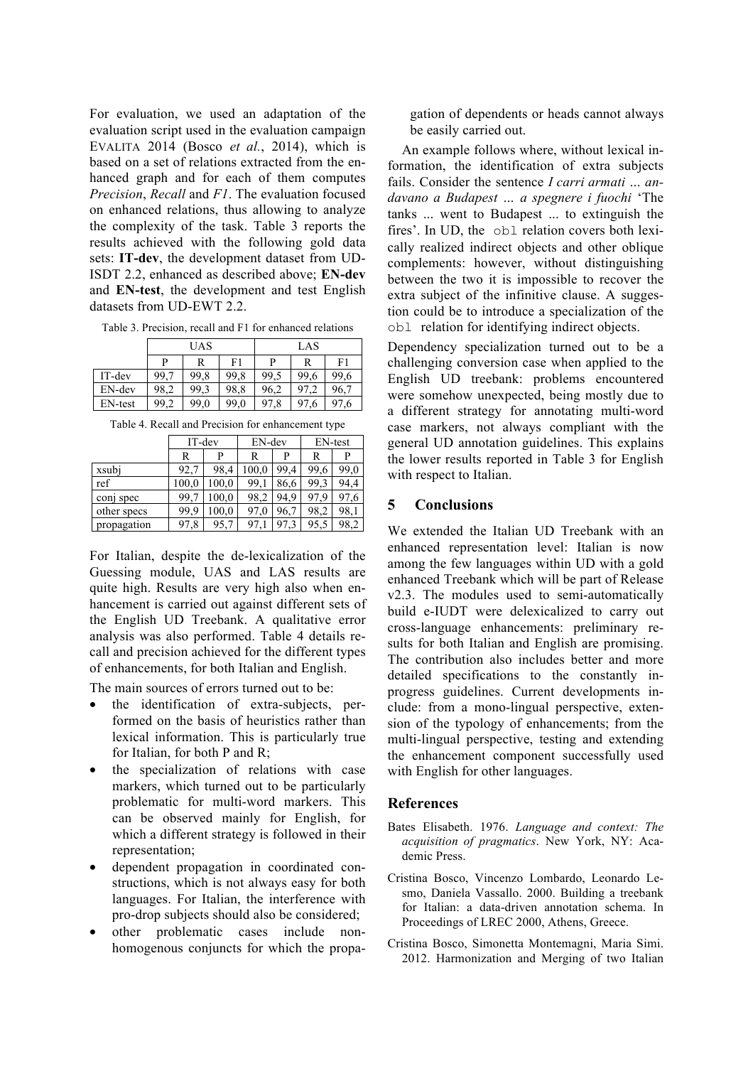For evaluation, we used an adaptation of the evaluation script used in the evaluation campaign EVALITA 2014 (Bosco *et al.*, 2014), which is based on a set of relations extracted from the enhanced graph and for each of them computes *Precision*, *Recall* and *F1*. The evaluation focused on enhanced relations, thus allowing to analyze the complexity of the task. Table 3 reports the results achieved with the following gold data sets: **IT-dev**, the development dataset from UD-ISDT 2.2, enhanced as described above; **EN-dev** and **EN-test**, the development and test English datasets from UD-EWT 2.2.

Table 3. Precision, recall and F1 for enhanced relations

| | UAS | | | LAS | | |
|---|---|---|---|---|---|---|
| | P | R | F1 | P | R | F1 |
| IT-dev | 99,7 | 99,8 | 99,8 | 99,5 | 99,6 | 99,6 |
| EN-dev | 98,2 | 99,3 | 98,8 | 96,2 | 97,2 | 96,7 |
| EN-test | 99,2 | 99,0 | 99,0 | 97,8 | 97,6 | 97,6 |

Table 4. Recall and Precision for enhancement type

| | IT-dev | | EN-dev | | EN-test | |
|---|---|---|---|---|---|---|
| | R | P | R | P | R | P |
| xsubj | 92,7 | 98,4 | 100,0 | 99,4 | 99,6 | 99,0 |
| ref | 100,0 | 100,0 | 99,1 | 86,6 | 99,3 | 94,4 |
| conj spec | 99,7 | 100,0 | 98,2 | 94,9 | 97,9 | 97,6 |
| other specs | 99,9 | 100,0 | 97,0 | 96,7 | 98,2 | 98,1 |
| propagation | 97,8 | 95,7 | 97,1 | 97,3 | 95,5 | 98,2 |

For Italian, despite the de-lexicalization of the Guessing module, UAS and LAS results are quite high. Results are very high also when enhancement is carried out against different sets of the English UD Treebank. A qualitative error analysis was also performed. Table 4 details recall and precision achieved for the different types of enhancements, for both Italian and English.

The main sources of errors turned out to be:

- the identification of extra-subjects, performed on the basis of heuristics rather than lexical information. This is particularly true for Italian, for both P and R;
- the specialization of relations with case markers, which turned out to be particularly problematic for multi-word markers. This can be observed mainly for English, for which a different strategy is followed in their representation;
- dependent propagation in coordinated constructions, which is not always easy for both languages. For Italian, the interference with pro-drop subjects should also be considered;
- other problematic cases include non-homogenous conjuncts for which the propagation of dependents or heads cannot always be easily carried out.

An example follows where, without lexical information, the identification of extra subjects fails. Consider the sentence *I carri armati … andavano a Budapest … a spegnere i fuochi* 'The tanks ... went to Budapest ... to extinguish the fires'. In UD, the `obl` relation covers both lexically realized indirect objects and other oblique complements: however, without distinguishing between the two it is impossible to recover the extra subject of the infinitive clause. A suggestion could be to introduce a specialization of the `obl` relation for identifying indirect objects.

Dependency specialization turned out to be a challenging conversion case when applied to the English UD treebank: problems encountered were somehow unexpected, being mostly due to a different strategy for annotating multi-word case markers, not always compliant with the general UD annotation guidelines. This explains the lower results reported in Table 3 for English with respect to Italian.

## 5 Conclusions

We extended the Italian UD Treebank with an enhanced representation level: Italian is now among the few languages within UD with a gold enhanced Treebank which will be part of Release v2.3. The modules used to semi-automatically build e-IUDT were delexicalized to carry out cross-language enhancements: preliminary results for both Italian and English are promising. The contribution also includes better and more detailed specifications to the constantly in-progress guidelines. Current developments include: from a mono-lingual perspective, extension of the typology of enhancements; from the multi-lingual perspective, testing and extending the enhancement component successfully used with English for other languages.

## References

Bates Elisabeth. 1976. *Language and context: The acquisition of pragmatics*. New York, NY: Academic Press.

Cristina Bosco, Vincenzo Lombardo, Leonardo Lesmo, Daniela Vassallo. 2000. Building a treebank for Italian: a data-driven annotation schema. In Proceedings of LREC 2000, Athens, Greece.

Cristina Bosco, Simonetta Montemagni, Maria Simi. 2012. Harmonization and Merging of two Italian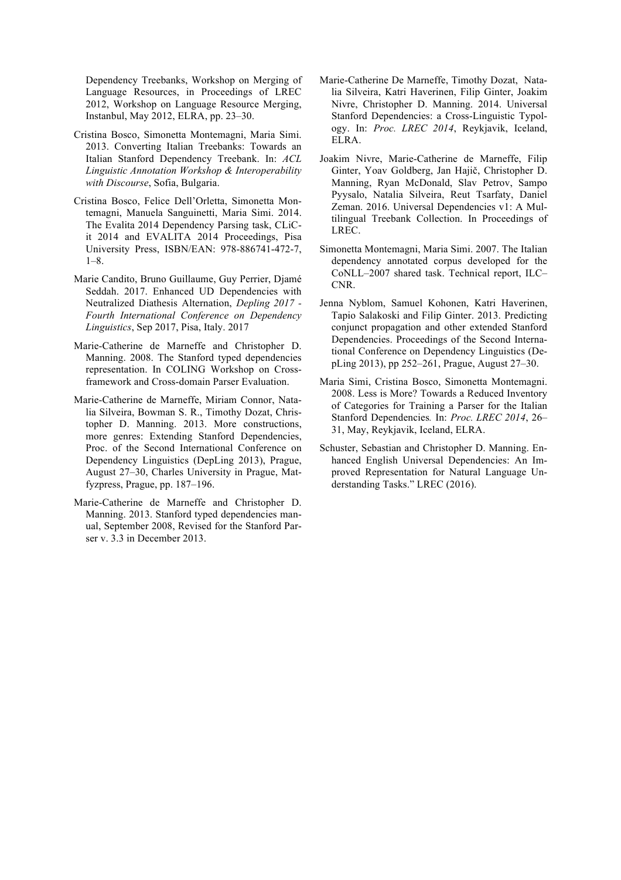Dependency Treebanks, Workshop on Merging of Language Resources, in Proceedings of LREC 2012, Workshop on Language Resource Merging, Instanbul, May 2012, ELRA, pp. 23–30.

Cristina Bosco, Simonetta Montemagni, Maria Simi. 2013. Converting Italian Treebanks: Towards an Italian Stanford Dependency Treebank. In: *ACL Linguistic Annotation Workshop & Interoperability with Discourse*, Sofia, Bulgaria.

Cristina Bosco, Felice Dell'Orletta, Simonetta Montemagni, Manuela Sanguinetti, Maria Simi. 2014. The Evalita 2014 Dependency Parsing task, CLiC-it 2014 and EVALITA 2014 Proceedings, Pisa University Press, ISBN/EAN: 978-886741-472-7, 1–8.

Marie Candito, Bruno Guillaume, Guy Perrier, Djamé Seddah. 2017. Enhanced UD Dependencies with Neutralized Diathesis Alternation, *Depling 2017 - Fourth International Conference on Dependency Linguistics*, Sep 2017, Pisa, Italy. 2017

Marie-Catherine de Marneffe and Christopher D. Manning. 2008. The Stanford typed dependencies representation. In COLING Workshop on Cross-framework and Cross-domain Parser Evaluation.

Marie-Catherine de Marneffe, Miriam Connor, Natalia Silveira, Bowman S. R., Timothy Dozat, Christopher D. Manning. 2013. More constructions, more genres: Extending Stanford Dependencies, Proc. of the Second International Conference on Dependency Linguistics (DepLing 2013), Prague, August 27–30, Charles University in Prague, Matfyzpress, Prague, pp. 187–196.

Marie-Catherine de Marneffe and Christopher D. Manning. 2013. Stanford typed dependencies manual, September 2008, Revised for the Stanford Parser v. 3.3 in December 2013.

Marie-Catherine De Marneffe, Timothy Dozat, Natalia Silveira, Katri Haverinen, Filip Ginter, Joakim Nivre, Christopher D. Manning. 2014. Universal Stanford Dependencies: a Cross-Linguistic Typology. In: *Proc. LREC 2014*, Reykjavik, Iceland, ELRA.

Joakim Nivre, Marie-Catherine de Marneffe, Filip Ginter, Yoav Goldberg, Jan Hajič, Christopher D. Manning, Ryan McDonald, Slav Petrov, Sampo Pyysalo, Natalia Silveira, Reut Tsarfaty, Daniel Zeman. 2016. Universal Dependencies v1: A Multilingual Treebank Collection. In Proceedings of LREC.

Simonetta Montemagni, Maria Simi. 2007. The Italian dependency annotated corpus developed for the CoNLL–2007 shared task. Technical report, ILC–CNR.

Jenna Nyblom, Samuel Kohonen, Katri Haverinen, Tapio Salakoski and Filip Ginter. 2013. Predicting conjunct propagation and other extended Stanford Dependencies. Proceedings of the Second International Conference on Dependency Linguistics (DepLing 2013), pp 252–261, Prague, August 27–30.

Maria Simi, Cristina Bosco, Simonetta Montemagni. 2008. Less is More? Towards a Reduced Inventory of Categories for Training a Parser for the Italian Stanford Dependencies*.* In: *Proc. LREC 2014*, 26–31, May, Reykjavik, Iceland, ELRA.

Schuster, Sebastian and Christopher D. Manning. Enhanced English Universal Dependencies: An Improved Representation for Natural Language Understanding Tasks." LREC (2016).